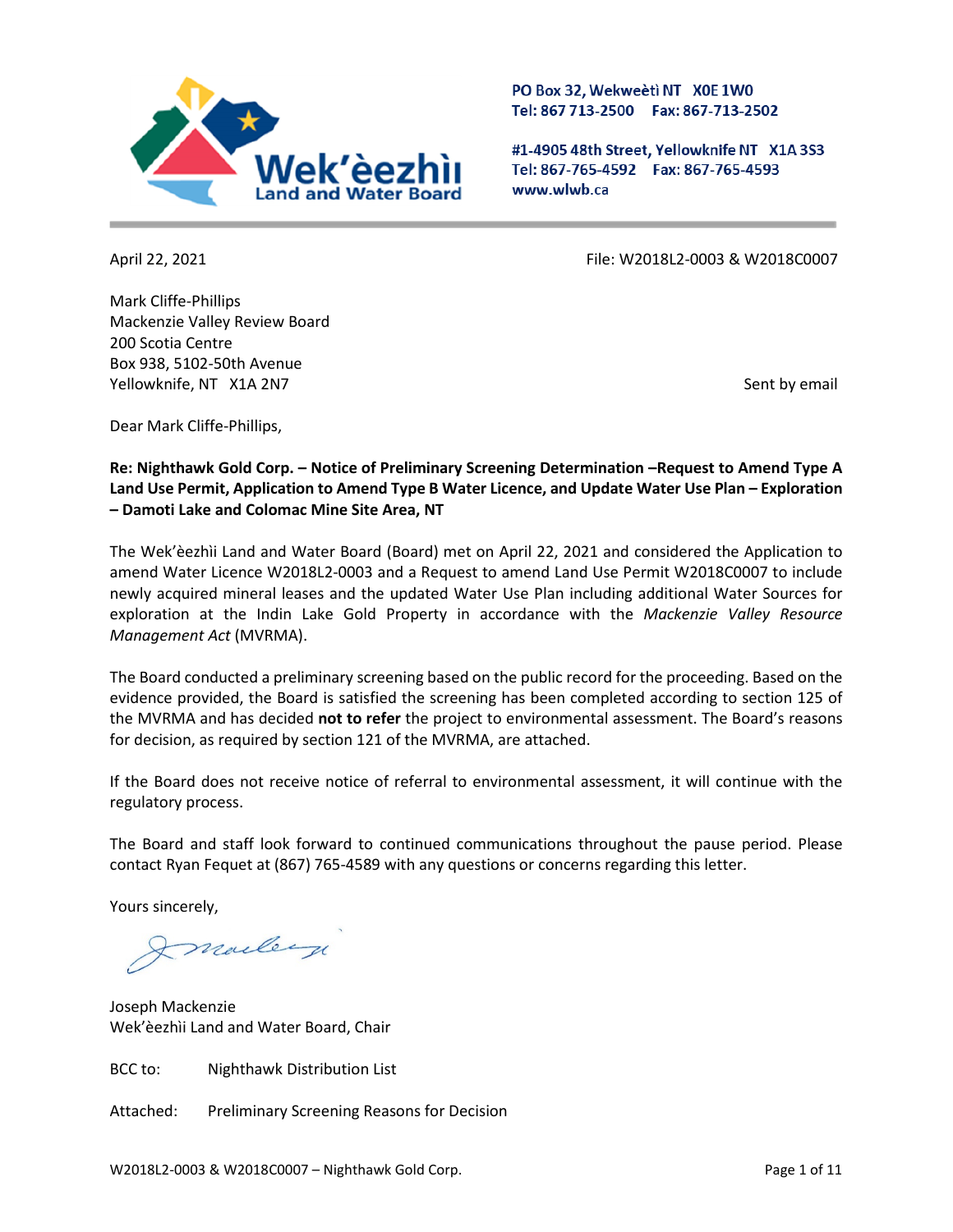Wek'èezhìi Land and Water Board

PO Box 32, Wekweètì NT X0E 1W0
Tel: 867 713-2500 Fax: 867-713-2502

#1-4905 48th Street, Yellowknife NT X1A 3S3
Tel: 867-765-4592 Fax: 867-765-4593
www.wlwb.ca

April 22, 2021

File: W2018L2-0003 & W2018C0007

Mark Cliffe-Phillips
Mackenzie Valley Review Board
200 Scotia Centre
Box 938, 5102-50th Avenue
Yellowknife, NT X1A 2N7

Sent by email

Dear Mark Cliffe-Phillips,

**Re: Nighthawk Gold Corp. – Notice of Preliminary Screening Determination –Request to Amend Type A Land Use Permit, Application to Amend Type B Water Licence, and Update Water Use Plan – Exploration – Damoti Lake and Colomac Mine Site Area, NT**

The Wek'èezhìi Land and Water Board (Board) met on April 22, 2021 and considered the Application to amend Water Licence W2018L2-0003 and a Request to amend Land Use Permit W2018C0007 to include newly acquired mineral leases and the updated Water Use Plan including additional Water Sources for exploration at the Indin Lake Gold Property in accordance with the *Mackenzie Valley Resource Management Act* (MVRMA).

The Board conducted a preliminary screening based on the public record for the proceeding. Based on the evidence provided, the Board is satisfied the screening has been completed according to section 125 of the MVRMA and has decided **not to refer** the project to environmental assessment. The Board's reasons for decision, as required by section 121 of the MVRMA, are attached.

If the Board does not receive notice of referral to environmental assessment, it will continue with the regulatory process.

The Board and staff look forward to continued communications throughout the pause period. Please contact Ryan Fequet at (867) 765-4589 with any questions or concerns regarding this letter.

Yours sincerely,

Joseph Mackenzie
Wek'èezhìi Land and Water Board, Chair

BCC to: Nighthawk Distribution List

Attached: Preliminary Screening Reasons for Decision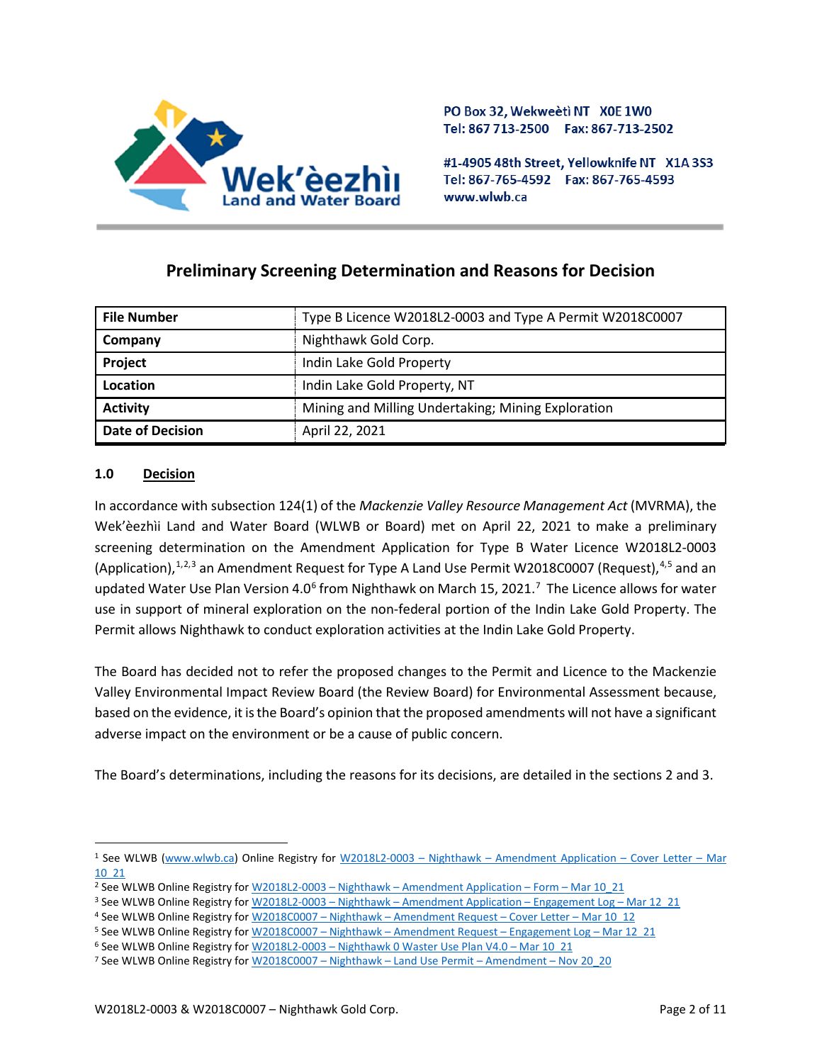# Preliminary Screening Determination and Reasons for Decision

| File Number | Type B Licence W2018L2-0003 and Type A Permit W2018C0007 |
|---|---|
| Company | Nighthawk Gold Corp. |
| Project | Indin Lake Gold Property |
| Location | Indin Lake Gold Property, NT |
| Activity | Mining and Milling Undertaking; Mining Exploration |
| Date of Decision | April 22, 2021 |

## 1.0 Decision

In accordance with subsection 124(1) of the *Mackenzie Valley Resource Management Act* (MVRMA), the Wek'èezhìi Land and Water Board (WLWB or Board) met on April 22, 2021 to make a preliminary screening determination on the Amendment Application for Type B Water Licence W2018L2-0003 (Application),[1,2,3] an Amendment Request for Type A Land Use Permit W2018C0007 (Request),[4,5] and an updated Water Use Plan Version 4.0[6] from Nighthawk on March 15, 2021.[7] The Licence allows for water use in support of mineral exploration on the non-federal portion of the Indin Lake Gold Property. The Permit allows Nighthawk to conduct exploration activities at the Indin Lake Gold Property.

The Board has decided not to refer the proposed changes to the Permit and Licence to the Mackenzie Valley Environmental Impact Review Board (the Review Board) for Environmental Assessment because, based on the evidence, it is the Board's opinion that the proposed amendments will not have a significant adverse impact on the environment or be a cause of public concern.

The Board's determinations, including the reasons for its decisions, are detailed in the sections 2 and 3.

---

[1] See WLWB (www.wlwb.ca) Online Registry for W2018L2-0003 – Nighthawk – Amendment Application – Cover Letter – Mar 10_21

[2] See WLWB Online Registry for W2018L2-0003 – Nighthawk – Amendment Application – Form – Mar 10_21

[3] See WLWB Online Registry for W2018L2-0003 – Nighthawk – Amendment Application – Engagement Log – Mar 12_21

[4] See WLWB Online Registry for W2018C0007 – Nighthawk – Amendment Request – Cover Letter – Mar 10_12

[5] See WLWB Online Registry for W2018C0007 – Nighthawk – Amendment Request – Engagement Log – Mar 12_21

[6] See WLWB Online Registry for W2018L2-0003 – Nighthawk 0 Waster Use Plan V4.0 – Mar 10_21

[7] See WLWB Online Registry for W2018C0007 – Nighthawk – Land Use Permit – Amendment – Nov 20_20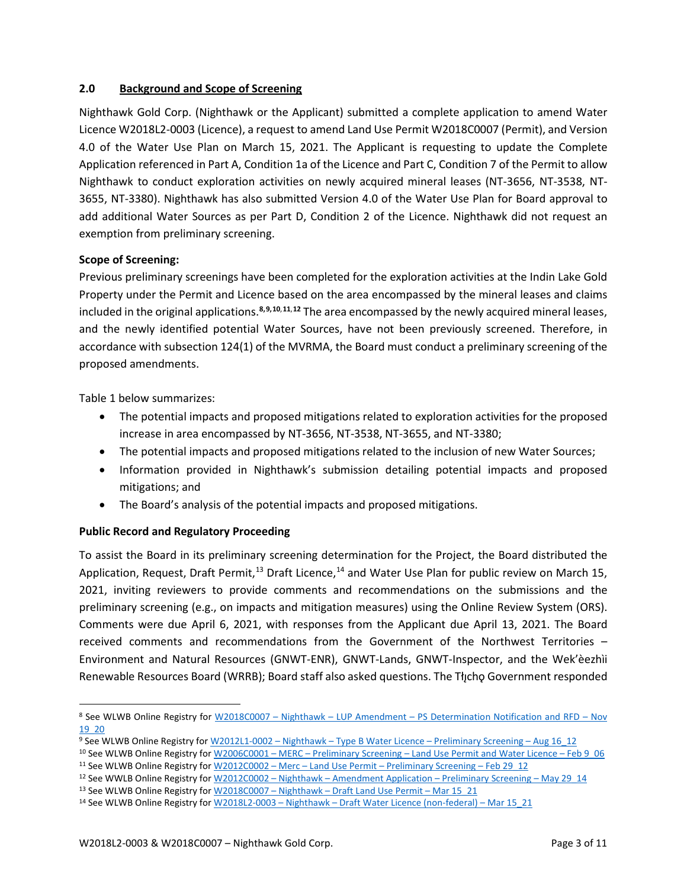## 2.0 Background and Scope of Screening

Nighthawk Gold Corp. (Nighthawk or the Applicant) submitted a complete application to amend Water Licence W2018L2-0003 (Licence), a request to amend Land Use Permit W2018C0007 (Permit), and Version 4.0 of the Water Use Plan on March 15, 2021. The Applicant is requesting to update the Complete Application referenced in Part A, Condition 1a of the Licence and Part C, Condition 7 of the Permit to allow Nighthawk to conduct exploration activities on newly acquired mineral leases (NT-3656, NT-3538, NT-3655, NT-3380). Nighthawk has also submitted Version 4.0 of the Water Use Plan for Board approval to add additional Water Sources as per Part D, Condition 2 of the Licence. Nighthawk did not request an exemption from preliminary screening.

**Scope of Screening:**

Previous preliminary screenings have been completed for the exploration activities at the Indin Lake Gold Property under the Permit and Licence based on the area encompassed by the mineral leases and claims included in the original applications.[8,9,10,11,12] The area encompassed by the newly acquired mineral leases, and the newly identified potential Water Sources, have not been previously screened. Therefore, in accordance with subsection 124(1) of the MVRMA, the Board must conduct a preliminary screening of the proposed amendments.

Table 1 below summarizes:

- The potential impacts and proposed mitigations related to exploration activities for the proposed increase in area encompassed by NT-3656, NT-3538, NT-3655, and NT-3380;
- The potential impacts and proposed mitigations related to the inclusion of new Water Sources;
- Information provided in Nighthawk's submission detailing potential impacts and proposed mitigations; and
- The Board's analysis of the potential impacts and proposed mitigations.

**Public Record and Regulatory Proceeding**

To assist the Board in its preliminary screening determination for the Project, the Board distributed the Application, Request, Draft Permit,[13] Draft Licence,[14] and Water Use Plan for public review on March 15, 2021, inviting reviewers to provide comments and recommendations on the submissions and the preliminary screening (e.g., on impacts and mitigation measures) using the Online Review System (ORS). Comments were due April 6, 2021, with responses from the Applicant due April 13, 2021. The Board received comments and recommendations from the Government of the Northwest Territories – Environment and Natural Resources (GNWT-ENR), GNWT-Lands, GNWT-Inspector, and the Wek'èezhìi Renewable Resources Board (WRRB); Board staff also asked questions. The Tłı̨chǫ Government responded

---

[8] See WLWB Online Registry for W2018C0007 – Nighthawk – LUP Amendment – PS Determination Notification and RFD – Nov 19_20

[9] See WLWB Online Registry for W2012L1-0002 – Nighthawk – Type B Water Licence – Preliminary Screening – Aug 16_12

[10] See WLWB Online Registry for W2006C0001 – MERC – Preliminary Screening – Land Use Permit and Water Licence – Feb 9_06

[11] See WLWB Online Registry for W2012C0002 – Merc – Land Use Permit – Preliminary Screening – Feb 29_12

[12] See WWLB Online Registry for W2012C0002 – Nighthawk – Amendment Application – Preliminary Screening – May 29_14

[13] See WLWB Online Registry for W2018C0007 – Nighthawk – Draft Land Use Permit – Mar 15_21

[14] See WLWB Online Registry for W2018L2-0003 – Nighthawk – Draft Water Licence (non-federal) – Mar 15_21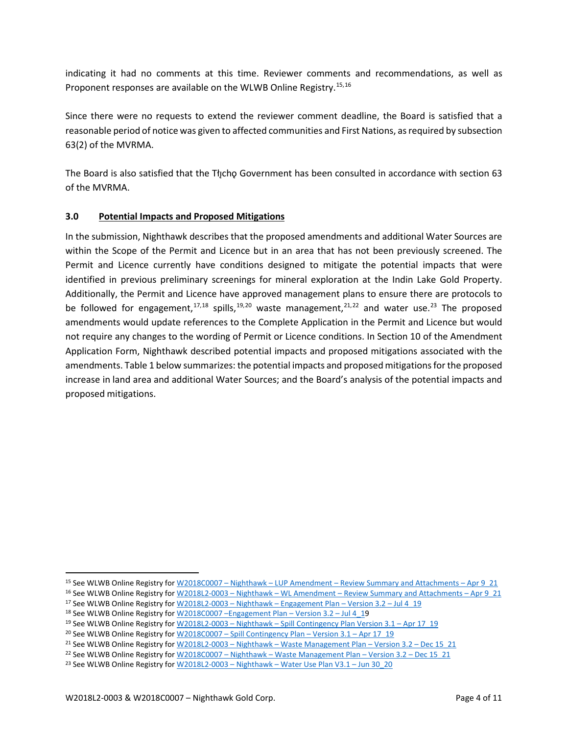indicating it had no comments at this time. Reviewer comments and recommendations, as well as Proponent responses are available on the WLWB Online Registry.[15,16]

Since there were no requests to extend the reviewer comment deadline, the Board is satisfied that a reasonable period of notice was given to affected communities and First Nations, as required by subsection 63(2) of the MVRMA.

The Board is also satisfied that the Tłı̨chǫ Government has been consulted in accordance with section 63 of the MVRMA.

## 3.0 Potential Impacts and Proposed Mitigations

In the submission, Nighthawk describes that the proposed amendments and additional Water Sources are within the Scope of the Permit and Licence but in an area that has not been previously screened. The Permit and Licence currently have conditions designed to mitigate the potential impacts that were identified in previous preliminary screenings for mineral exploration at the Indin Lake Gold Property. Additionally, the Permit and Licence have approved management plans to ensure there are protocols to be followed for engagement,[17,18] spills,[19,20] waste management,[21,22] and water use.[23] The proposed amendments would update references to the Complete Application in the Permit and Licence but would not require any changes to the wording of Permit or Licence conditions. In Section 10 of the Amendment Application Form, Nighthawk described potential impacts and proposed mitigations associated with the amendments. Table 1 below summarizes: the potential impacts and proposed mitigations for the proposed increase in land area and additional Water Sources; and the Board's analysis of the potential impacts and proposed mitigations.

---

[15] See WLWB Online Registry for W2018C0007 – Nighthawk – LUP Amendment – Review Summary and Attachments – Apr 9_21

[16] See WLWB Online Registry for W2018L2-0003 – Nighthawk – WL Amendment – Review Summary and Attachments – Apr 9_21

[17] See WLWB Online Registry for W2018L2-0003 – Nighthawk – Engagement Plan – Version 3.2 – Jul 4_19

[18] See WLWB Online Registry for W2018C0007 –Engagement Plan – Version 3.2 – Jul 4_19

[19] See WLWB Online Registry for W2018L2-0003 – Nighthawk – Spill Contingency Plan Version 3.1 – Apr 17_19

[20] See WLWB Online Registry for W2018C0007 – Spill Contingency Plan – Version 3.1 – Apr 17_19

[21] See WLWB Online Registry for W2018L2-0003 – Nighthawk – Waste Management Plan – Version 3.2 – Dec 15_21

[22] See WLWB Online Registry for W2018C0007 – Nighthawk – Waste Management Plan – Version 3.2 – Dec 15_21

[23] See WLWB Online Registry for W2018L2-0003 – Nighthawk – Water Use Plan V3.1 – Jun 30_20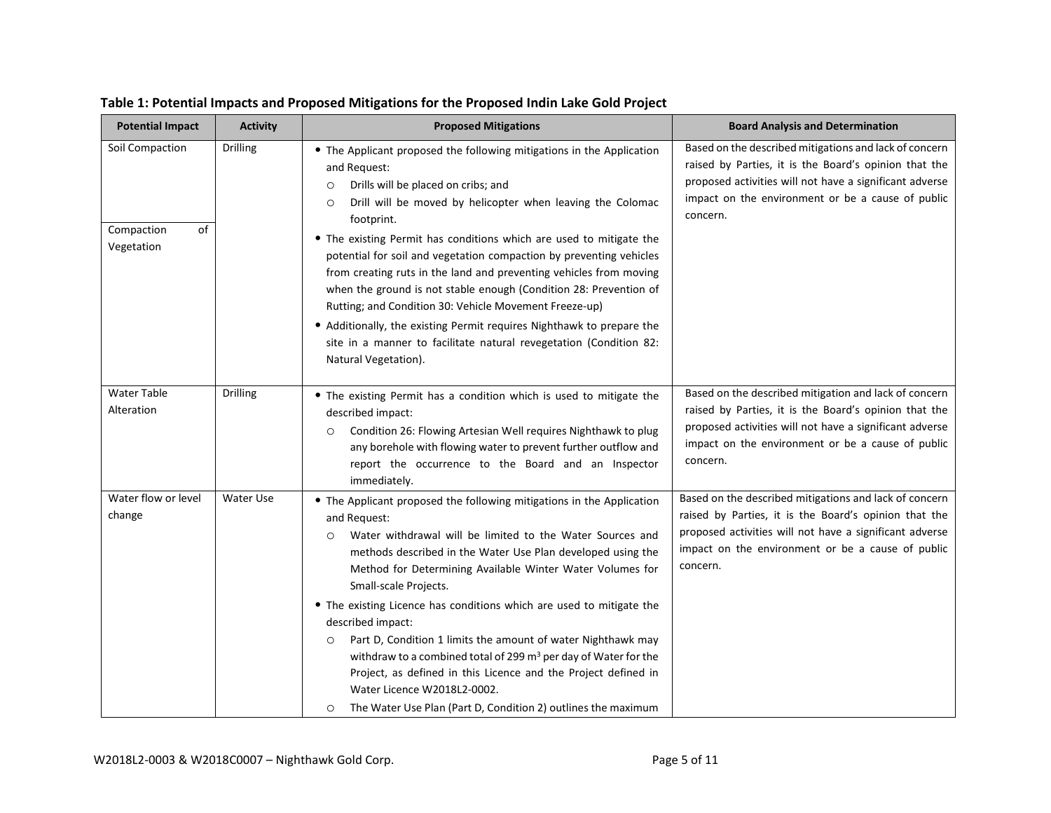**Table 1: Potential Impacts and Proposed Mitigations for the Proposed Indin Lake Gold Project**

| Potential Impact | Activity | Proposed Mitigations | Board Analysis and Determination |
|---|---|---|---|
| Soil Compaction<br><br>Compaction of Vegetation | Drilling | • The Applicant proposed the following mitigations in the Application and Request:<br>○ Drills will be placed on cribs; and<br>○ Drill will be moved by helicopter when leaving the Colomac footprint.<br>• The existing Permit has conditions which are used to mitigate the potential for soil and vegetation compaction by preventing vehicles from creating ruts in the land and preventing vehicles from moving when the ground is not stable enough (Condition 28: Prevention of Rutting; and Condition 30: Vehicle Movement Freeze-up)<br>• Additionally, the existing Permit requires Nighthawk to prepare the site in a manner to facilitate natural revegetation (Condition 82: Natural Vegetation). | Based on the described mitigations and lack of concern raised by Parties, it is the Board's opinion that the proposed activities will not have a significant adverse impact on the environment or be a cause of public concern. |
| Water Table Alteration | Drilling | • The existing Permit has a condition which is used to mitigate the described impact:<br>○ Condition 26: Flowing Artesian Well requires Nighthawk to plug any borehole with flowing water to prevent further outflow and report the occurrence to the Board and an Inspector immediately. | Based on the described mitigation and lack of concern raised by Parties, it is the Board's opinion that the proposed activities will not have a significant adverse impact on the environment or be a cause of public concern. |
| Water flow or level change | Water Use | • The Applicant proposed the following mitigations in the Application and Request:<br>○ Water withdrawal will be limited to the Water Sources and methods described in the Water Use Plan developed using the Method for Determining Available Winter Water Volumes for Small-scale Projects.<br>• The existing Licence has conditions which are used to mitigate the described impact:<br>○ Part D, Condition 1 limits the amount of water Nighthawk may withdraw to a combined total of 299 $m^3$ per day of Water for the Project, as defined in this Licence and the Project defined in Water Licence W2018L2-0002.<br>○ The Water Use Plan (Part D, Condition 2) outlines the maximum | Based on the described mitigations and lack of concern raised by Parties, it is the Board's opinion that the proposed activities will not have a significant adverse impact on the environment or be a cause of public concern. |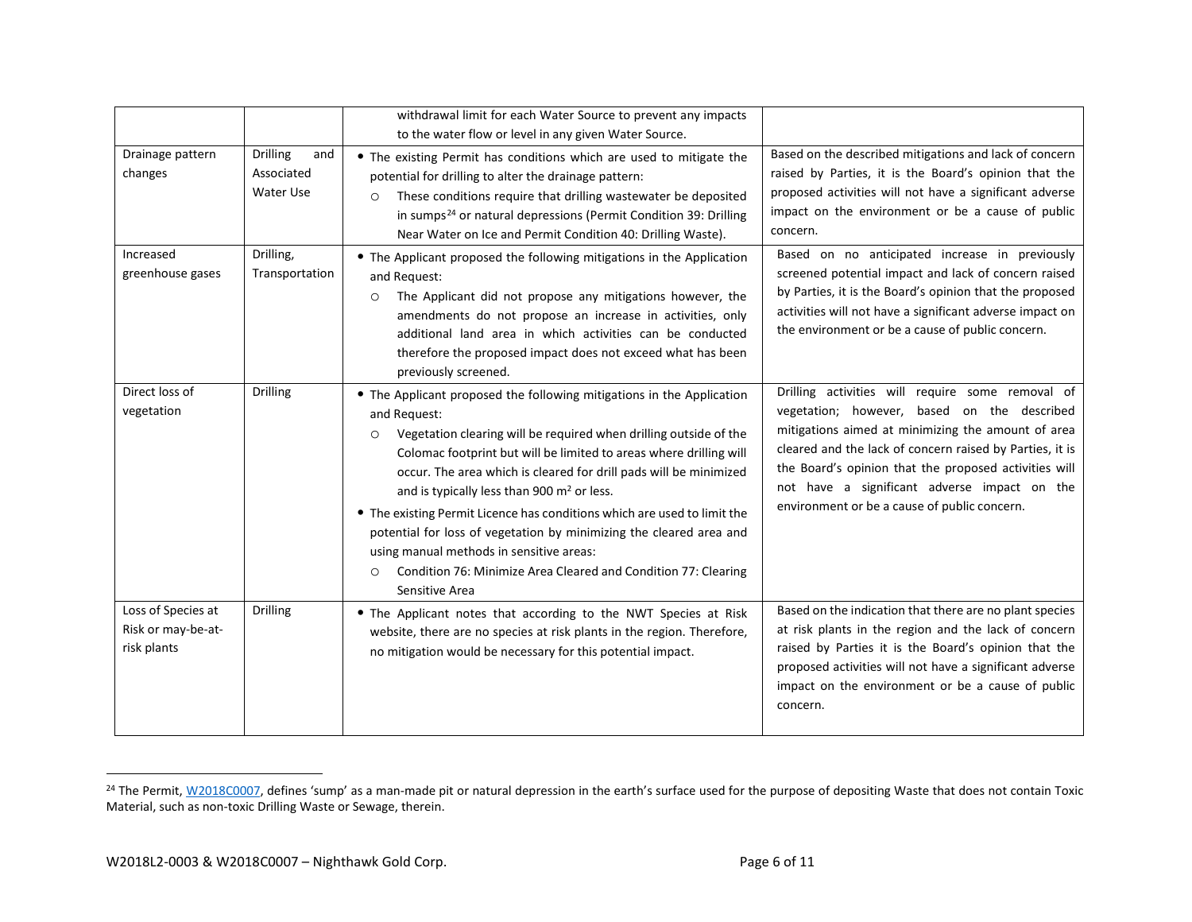| | | | |
|---|---|---|---|
| | | withdrawal limit for each Water Source to prevent any impacts to the water flow or level in any given Water Source. | |
| Drainage pattern changes | Drilling and Associated Water Use | • The existing Permit has conditions which are used to mitigate the potential for drilling to alter the drainage pattern:<br>○ These conditions require that drilling wastewater be deposited in sumps[24] or natural depressions (Permit Condition 39: Drilling Near Water on Ice and Permit Condition 40: Drilling Waste). | Based on the described mitigations and lack of concern raised by Parties, it is the Board's opinion that the proposed activities will not have a significant adverse impact on the environment or be a cause of public concern. |
| Increased greenhouse gases | Drilling, Transportation | • The Applicant proposed the following mitigations in the Application and Request:<br>○ The Applicant did not propose any mitigations however, the amendments do not propose an increase in activities, only additional land area in which activities can be conducted therefore the proposed impact does not exceed what has been previously screened. | Based on no anticipated increase in previously screened potential impact and lack of concern raised by Parties, it is the Board's opinion that the proposed activities will not have a significant adverse impact on the environment or be a cause of public concern. |
| Direct loss of vegetation | Drilling | • The Applicant proposed the following mitigations in the Application and Request:<br>○ Vegetation clearing will be required when drilling outside of the Colomac footprint but will be limited to areas where drilling will occur. The area which is cleared for drill pads will be minimized and is typically less than 900 $m^2$ or less.<br>• The existing Permit Licence has conditions which are used to limit the potential for loss of vegetation by minimizing the cleared area and using manual methods in sensitive areas:<br>○ Condition 76: Minimize Area Cleared and Condition 77: Clearing Sensitive Area | Drilling activities will require some removal of vegetation; however, based on the described mitigations aimed at minimizing the amount of area cleared and the lack of concern raised by Parties, it is the Board's opinion that the proposed activities will not have a significant adverse impact on the environment or be a cause of public concern. |
| Loss of Species at Risk or may-be-at-risk plants | Drilling | • The Applicant notes that according to the NWT Species at Risk website, there are no species at risk plants in the region. Therefore, no mitigation would be necessary for this potential impact. | Based on the indication that there are no plant species at risk plants in the region and the lack of concern raised by Parties it is the Board's opinion that the proposed activities will not have a significant adverse impact on the environment or be a cause of public concern. |

[24] The Permit, W2018C0007, defines 'sump' as a man-made pit or natural depression in the earth's surface used for the purpose of depositing Waste that does not contain Toxic Material, such as non-toxic Drilling Waste or Sewage, therein.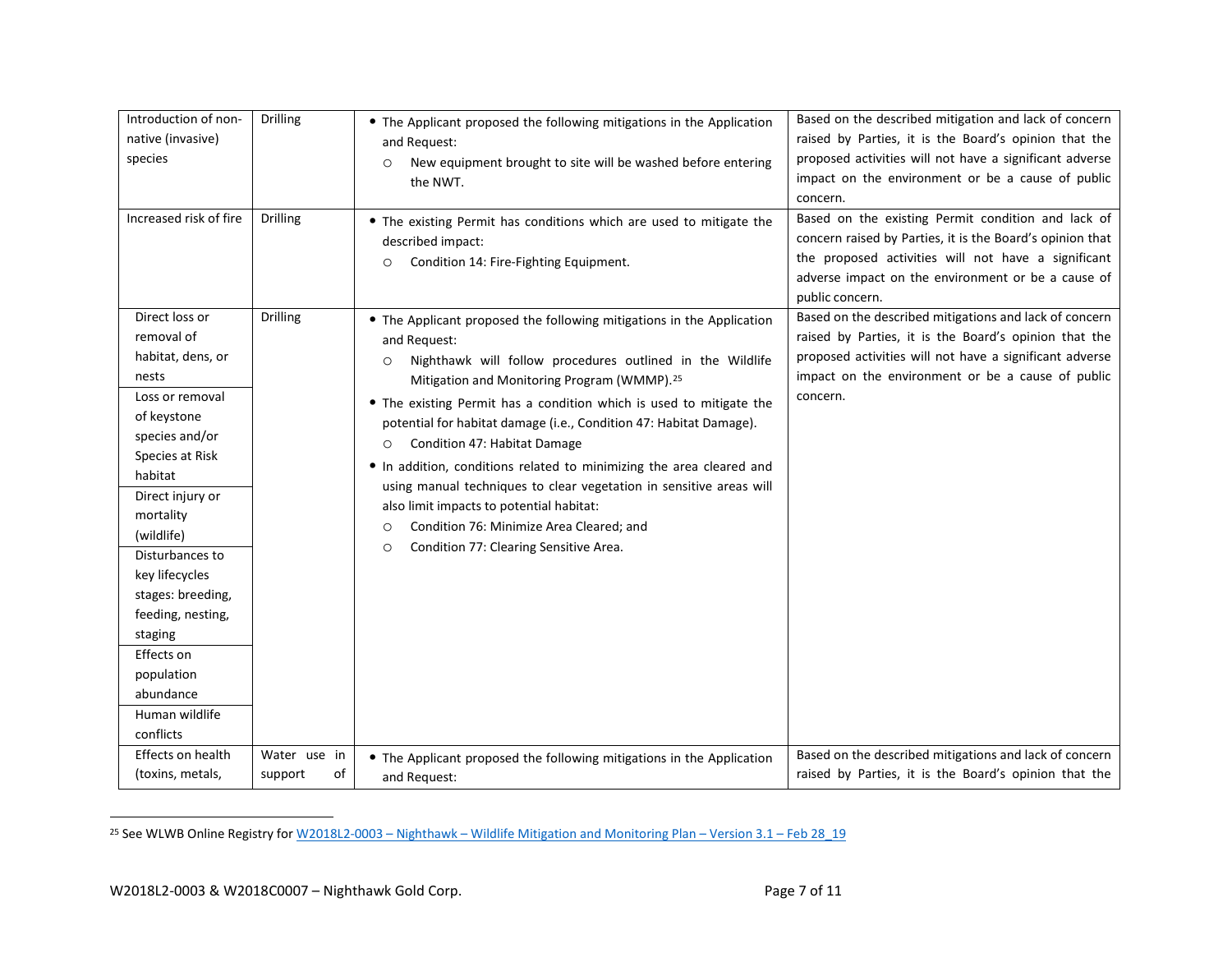| | | | |
|---|---|---|---|
| Introduction of non-native (invasive) species | Drilling | • The Applicant proposed the following mitigations in the Application and Request:<br>○ New equipment brought to site will be washed before entering the NWT. | Based on the described mitigation and lack of concern raised by Parties, it is the Board's opinion that the proposed activities will not have a significant adverse impact on the environment or be a cause of public concern. |
| Increased risk of fire | Drilling | • The existing Permit has conditions which are used to mitigate the described impact:<br>○ Condition 14: Fire-Fighting Equipment. | Based on the existing Permit condition and lack of concern raised by Parties, it is the Board's opinion that the proposed activities will not have a significant adverse impact on the environment or be a cause of public concern. |
| Direct loss or removal of habitat, dens, or nests<br>Loss or removal of keystone species and/or Species at Risk habitat<br>Direct injury or mortality (wildlife)<br>Disturbances to key lifecycles stages: breeding, feeding, nesting, staging<br>Effects on population abundance<br>Human wildlife conflicts | Drilling | • The Applicant proposed the following mitigations in the Application and Request:<br>○ Nighthawk will follow procedures outlined in the Wildlife Mitigation and Monitoring Program (WMMP).[25]<br>• The existing Permit has a condition which is used to mitigate the potential for habitat damage (i.e., Condition 47: Habitat Damage).<br>○ Condition 47: Habitat Damage<br>• In addition, conditions related to minimizing the area cleared and using manual techniques to clear vegetation in sensitive areas will also limit impacts to potential habitat:<br>○ Condition 76: Minimize Area Cleared; and<br>○ Condition 77: Clearing Sensitive Area. | Based on the described mitigations and lack of concern raised by Parties, it is the Board's opinion that the proposed activities will not have a significant adverse impact on the environment or be a cause of public concern. |
| Effects on health (toxins, metals, | Water use in support of | • The Applicant proposed the following mitigations in the Application and Request: | Based on the described mitigations and lack of concern raised by Parties, it is the Board's opinion that the |

[25] See WLWB Online Registry for W2018L2-0003 – Nighthawk – Wildlife Mitigation and Monitoring Plan – Version 3.1 – Feb 28_19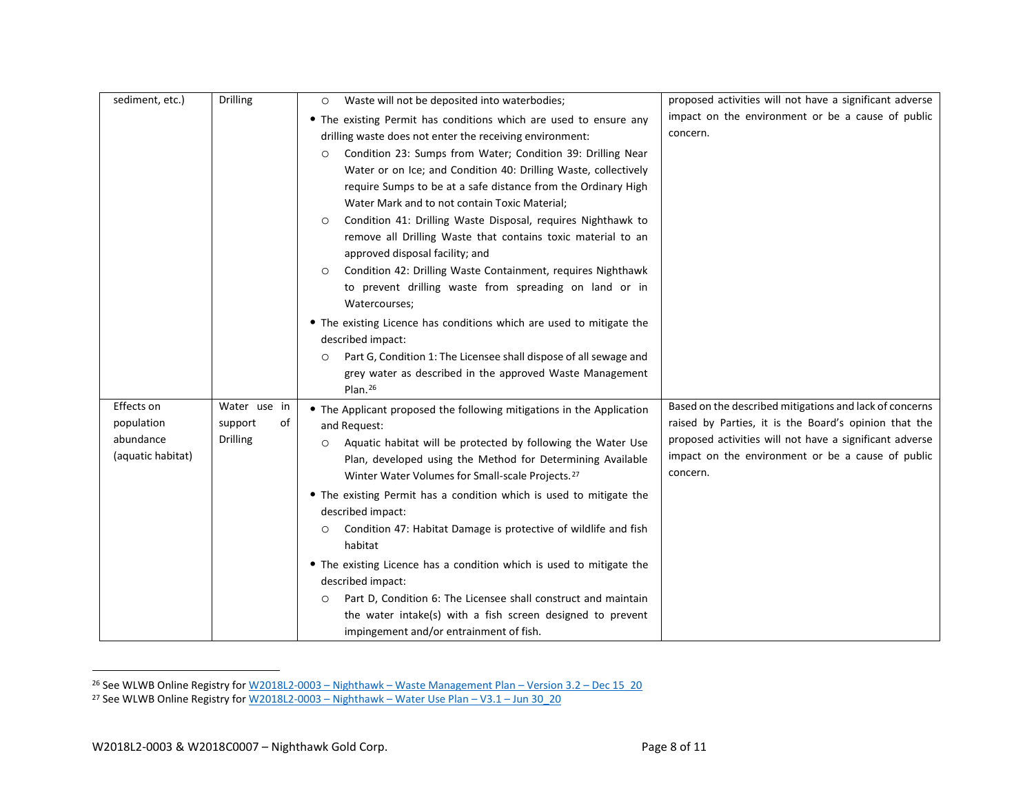| | | | |
|---|---|---|---|
| sediment, etc.) | Drilling | ○ Waste will not be deposited into waterbodies;<br>• The existing Permit has conditions which are used to ensure any drilling waste does not enter the receiving environment:<br>○ Condition 23: Sumps from Water; Condition 39: Drilling Near Water or on Ice; and Condition 40: Drilling Waste, collectively require Sumps to be at a safe distance from the Ordinary High Water Mark and to not contain Toxic Material;<br>○ Condition 41: Drilling Waste Disposal, requires Nighthawk to remove all Drilling Waste that contains toxic material to an approved disposal facility; and<br>○ Condition 42: Drilling Waste Containment, requires Nighthawk to prevent drilling waste from spreading on land or in Watercourses;<br>• The existing Licence has conditions which are used to mitigate the described impact:<br>○ Part G, Condition 1: The Licensee shall dispose of all sewage and grey water as described in the approved Waste Management Plan.[26] | proposed activities will not have a significant adverse impact on the environment or be a cause of public concern. |
| Effects on population abundance (aquatic habitat) | Water use in support of Drilling | • The Applicant proposed the following mitigations in the Application and Request:<br>○ Aquatic habitat will be protected by following the Water Use Plan, developed using the Method for Determining Available Winter Water Volumes for Small-scale Projects.[27]<br>• The existing Permit has a condition which is used to mitigate the described impact:<br>○ Condition 47: Habitat Damage is protective of wildlife and fish habitat<br>• The existing Licence has a condition which is used to mitigate the described impact:<br>○ Part D, Condition 6: The Licensee shall construct and maintain the water intake(s) with a fish screen designed to prevent impingement and/or entrainment of fish. | Based on the described mitigations and lack of concerns raised by Parties, it is the Board's opinion that the proposed activities will not have a significant adverse impact on the environment or be a cause of public concern. |

[26] See WLWB Online Registry for W2018L2-0003 – Nighthawk – Waste Management Plan – Version 3.2 – Dec 15_20

[27] See WLWB Online Registry for W2018L2-0003 – Nighthawk – Water Use Plan – V3.1 – Jun 30_20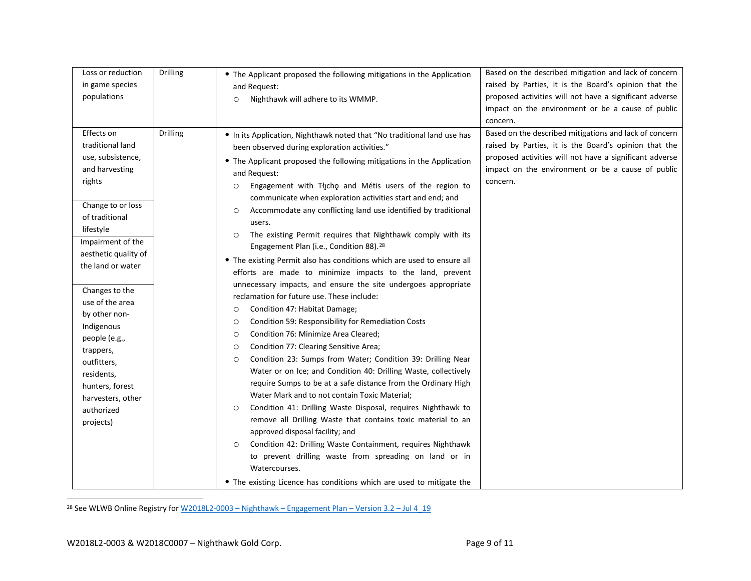| | | | |
|---|---|---|---|
| Loss or reduction in game species populations | Drilling | • The Applicant proposed the following mitigations in the Application and Request:<br>○ Nighthawk will adhere to its WMMP. | Based on the described mitigation and lack of concern raised by Parties, it is the Board's opinion that the proposed activities will not have a significant adverse impact on the environment or be a cause of public concern. |
| Effects on traditional land use, subsistence, and harvesting rights<br><br>Change to or loss of traditional lifestyle<br><br>Impairment of the aesthetic quality of the land or water<br><br>Changes to the use of the area by other non-Indigenous people (e.g., trappers, outfitters, residents, hunters, forest harvesters, other authorized projects) | Drilling | • In its Application, Nighthawk noted that "No traditional land use has been observed during exploration activities."<br>• The Applicant proposed the following mitigations in the Application and Request:<br>○ Engagement with Tłįchę and Métis users of the region to communicate when exploration activities start and end; and<br>○ Accommodate any conflicting land use identified by traditional users.<br>○ The existing Permit requires that Nighthawk comply with its Engagement Plan (i.e., Condition 88).[28]<br>• The existing Permit also has conditions which are used to ensure all efforts are made to minimize impacts to the land, prevent unnecessary impacts, and ensure the site undergoes appropriate reclamation for future use. These include:<br>○ Condition 47: Habitat Damage;<br>○ Condition 59: Responsibility for Remediation Costs<br>○ Condition 76: Minimize Area Cleared;<br>○ Condition 77: Clearing Sensitive Area;<br>○ Condition 23: Sumps from Water; Condition 39: Drilling Near Water or on Ice; and Condition 40: Drilling Waste, collectively require Sumps to be at a safe distance from the Ordinary High Water Mark and to not contain Toxic Material;<br>○ Condition 41: Drilling Waste Disposal, requires Nighthawk to remove all Drilling Waste that contains toxic material to an approved disposal facility; and<br>○ Condition 42: Drilling Waste Containment, requires Nighthawk to prevent drilling waste from spreading on land or in Watercourses.<br>• The existing Licence has conditions which are used to mitigate the | Based on the described mitigations and lack of concern raised by Parties, it is the Board's opinion that the proposed activities will not have a significant adverse impact on the environment or be a cause of public concern. |

[28] See WLWB Online Registry for W2018L2-0003 – Nighthawk – Engagement Plan – Version 3.2 – Jul 4_19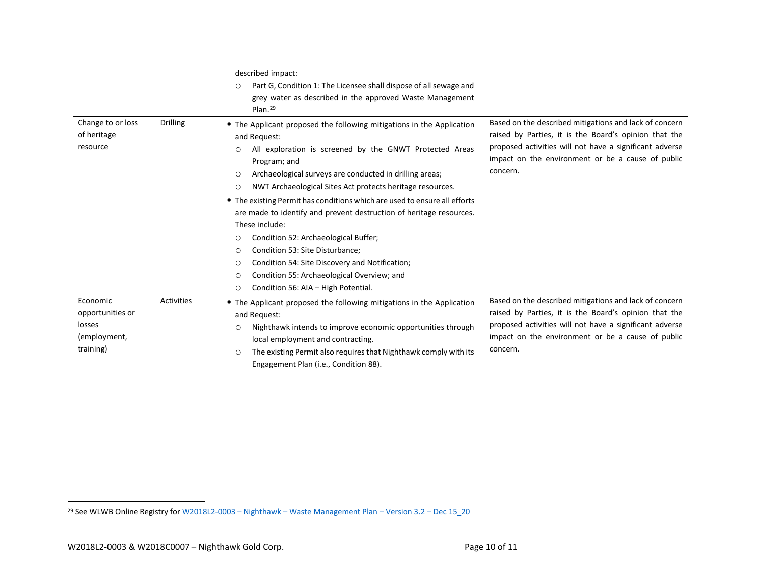| | | | |
|---|---|---|---|
| | | described impact:<br>○ Part G, Condition 1: The Licensee shall dispose of all sewage and grey water as described in the approved Waste Management Plan.[29] | |
| Change to or loss of heritage resource | Drilling | • The Applicant proposed the following mitigations in the Application and Request:<br>○ All exploration is screened by the GNWT Protected Areas Program; and<br>○ Archaeological surveys are conducted in drilling areas;<br>○ NWT Archaeological Sites Act protects heritage resources.<br>• The existing Permit has conditions which are used to ensure all efforts are made to identify and prevent destruction of heritage resources. These include:<br>○ Condition 52: Archaeological Buffer;<br>○ Condition 53: Site Disturbance;<br>○ Condition 54: Site Discovery and Notification;<br>○ Condition 55: Archaeological Overview; and<br>○ Condition 56: AIA – High Potential. | Based on the described mitigations and lack of concern raised by Parties, it is the Board's opinion that the proposed activities will not have a significant adverse impact on the environment or be a cause of public concern. |
| Economic opportunities or losses (employment, training) | Activities | • The Applicant proposed the following mitigations in the Application and Request:<br>○ Nighthawk intends to improve economic opportunities through local employment and contracting.<br>○ The existing Permit also requires that Nighthawk comply with its Engagement Plan (i.e., Condition 88). | Based on the described mitigations and lack of concern raised by Parties, it is the Board's opinion that the proposed activities will not have a significant adverse impact on the environment or be a cause of public concern. |

[29] See WLWB Online Registry for W2018L2-0003 – Nighthawk – Waste Management Plan – Version 3.2 – Dec 15_20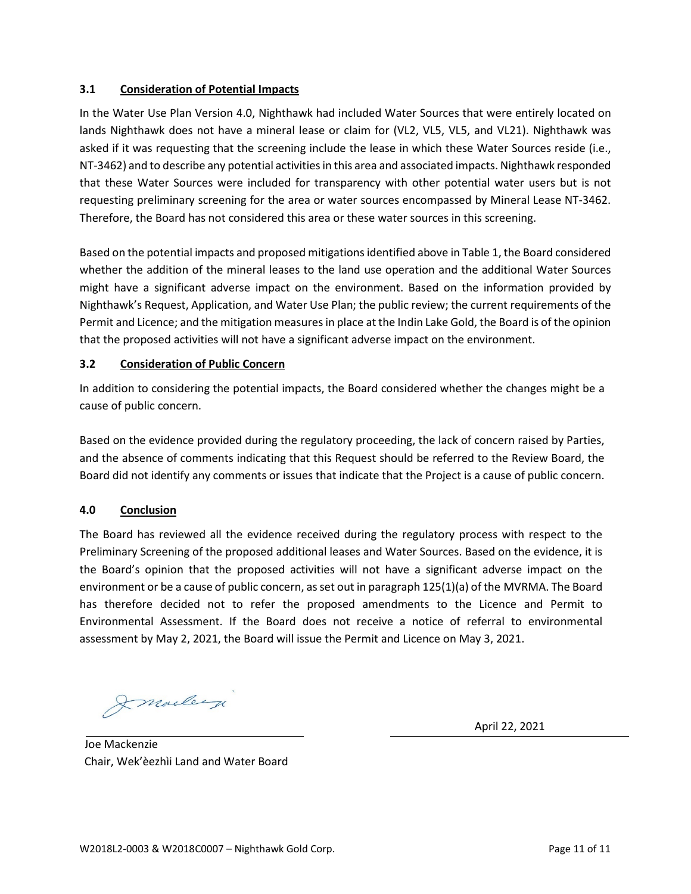### 3.1 **Consideration of Potential Impacts**

In the Water Use Plan Version 4.0, Nighthawk had included Water Sources that were entirely located on lands Nighthawk does not have a mineral lease or claim for (VL2, VL5, VL5, and VL21). Nighthawk was asked if it was requesting that the screening include the lease in which these Water Sources reside (i.e., NT-3462) and to describe any potential activities in this area and associated impacts. Nighthawk responded that these Water Sources were included for transparency with other potential water users but is not requesting preliminary screening for the area or water sources encompassed by Mineral Lease NT-3462. Therefore, the Board has not considered this area or these water sources in this screening.

Based on the potential impacts and proposed mitigations identified above in Table 1, the Board considered whether the addition of the mineral leases to the land use operation and the additional Water Sources might have a significant adverse impact on the environment. Based on the information provided by Nighthawk's Request, Application, and Water Use Plan; the public review; the current requirements of the Permit and Licence; and the mitigation measures in place at the Indin Lake Gold, the Board is of the opinion that the proposed activities will not have a significant adverse impact on the environment.

### 3.2 **Consideration of Public Concern**

In addition to considering the potential impacts, the Board considered whether the changes might be a cause of public concern.

Based on the evidence provided during the regulatory proceeding, the lack of concern raised by Parties, and the absence of comments indicating that this Request should be referred to the Review Board, the Board did not identify any comments or issues that indicate that the Project is a cause of public concern.

## 4.0 **Conclusion**

The Board has reviewed all the evidence received during the regulatory process with respect to the Preliminary Screening of the proposed additional leases and Water Sources. Based on the evidence, it is the Board's opinion that the proposed activities will not have a significant adverse impact on the environment or be a cause of public concern, as set out in paragraph 125(1)(a) of the MVRMA. The Board has therefore decided not to refer the proposed amendments to the Licence and Permit to Environmental Assessment. If the Board does not receive a notice of referral to environmental assessment by May 2, 2021, the Board will issue the Permit and Licence on May 3, 2021.

April 22, 2021

Joe Mackenzie
Chair, Wek'èezhìi Land and Water Board